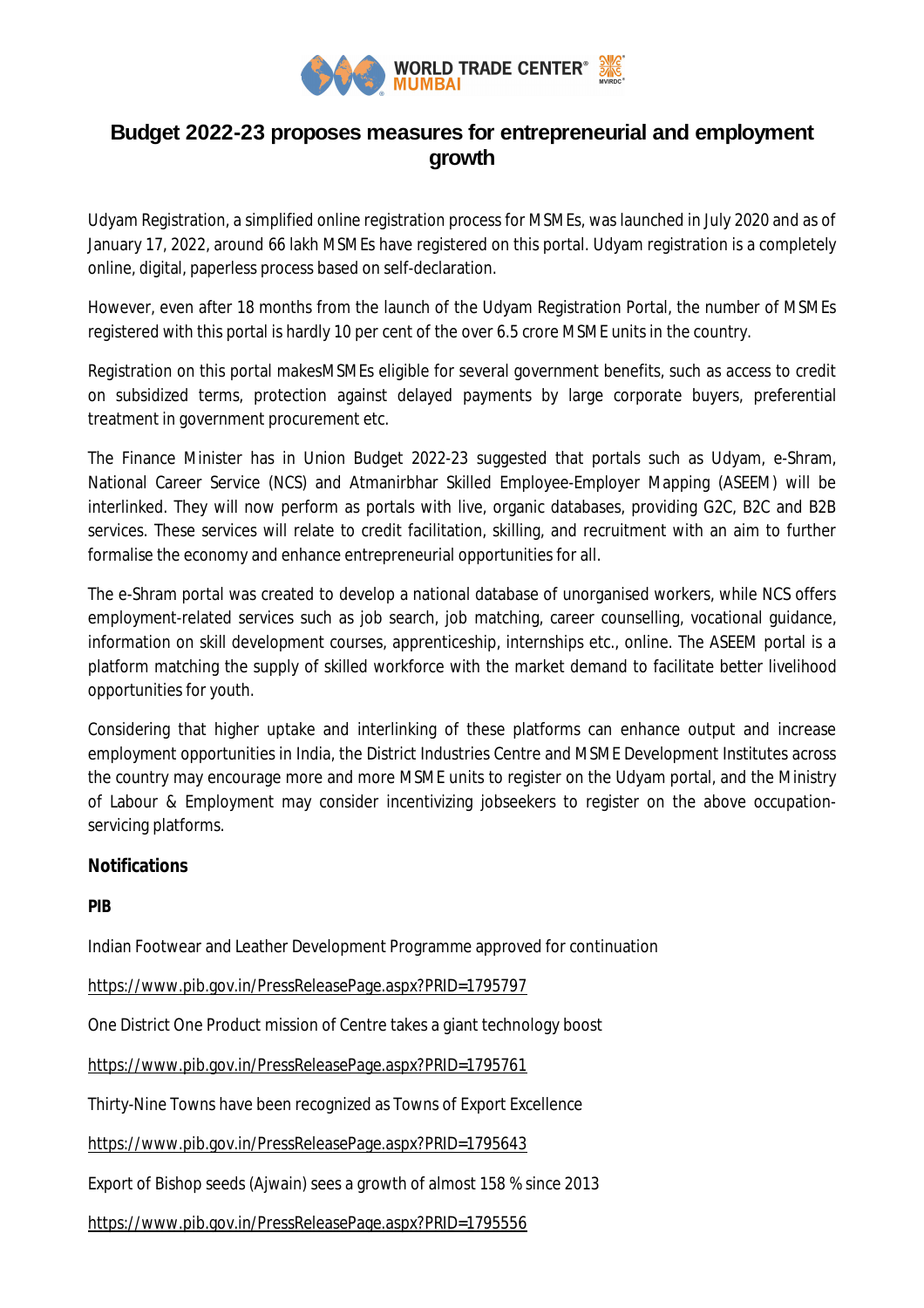# Budget 2022-23 proposes measures for entrepreneurial and employment growth

Udyam Registration, a simplified online registration process for MSMEs, was launched in July 2020 and as of January 17, 2022, around 66 lakh MSMEs have registered on this portal. Udyam registration is a completely online, digital, paperless process based on self-declaration.

However, even after 18 months from the launch of the Udyam Registration Portal, the number of MSMEs registered with this portal is hardly 10 per cent of the over 6.5 crore MSME units in the country.

Registration on this portal makesMSMEs eligible for several government benefits, such as access to credit on subsidized terms, protection against delayed payments by large corporate buyers, preferential treatment in government procurement etc.

The Finance Minister has in Union Budget 2022-23 suggested that portals such as Udyam, e-Shram, National Career Service (NCS) and Atmanirbhar Skilled Employee-Employer Mapping (ASEEM) will be interlinked. They will now perform as portals with live, organic databases, providing G2C, B2C and B2B services. These services will relate to credit facilitation, skilling, and recruitment with an aim to further formalise the economy and enhance entrepreneurial opportunities for all.

The e-Shram portal was created to develop a national database of unorganised workers, while NCS offers employment-related services such as job search, job matching, career counselling, vocational guidance, information on skill development courses, apprenticeship, internships etc., online. The ASEEM portal is a platform matching the supply of skilled workforce with the market demand to facilitate better livelihood opportunities for youth.

Considering that higher uptake and interlinking of these platforms can enhance output and increase employment opportunities in India, the District Industries Centre and MSME Development Institutes across the country may encourage more and more MSME units to register on the Udyam portal, and the Ministry of Labour & Employment may consider incentivizing jobseekers to register on the above occupation-servicing platforms.

**Notifications**

**PIB**

Indian Footwear and Leather Development Programme approved for continuation

https://www.pib.gov.in/PressReleasePage.aspx?PRID=1795797

One District One Product mission of Centre takes a giant technology boost

https://www.pib.gov.in/PressReleasePage.aspx?PRID=1795761

Thirty-Nine Towns have been recognized as Towns of Export Excellence

https://www.pib.gov.in/PressReleasePage.aspx?PRID=1795643

Export of Bishop seeds (Ajwain) sees a growth of almost 158 % since 2013

https://www.pib.gov.in/PressReleasePage.aspx?PRID=1795556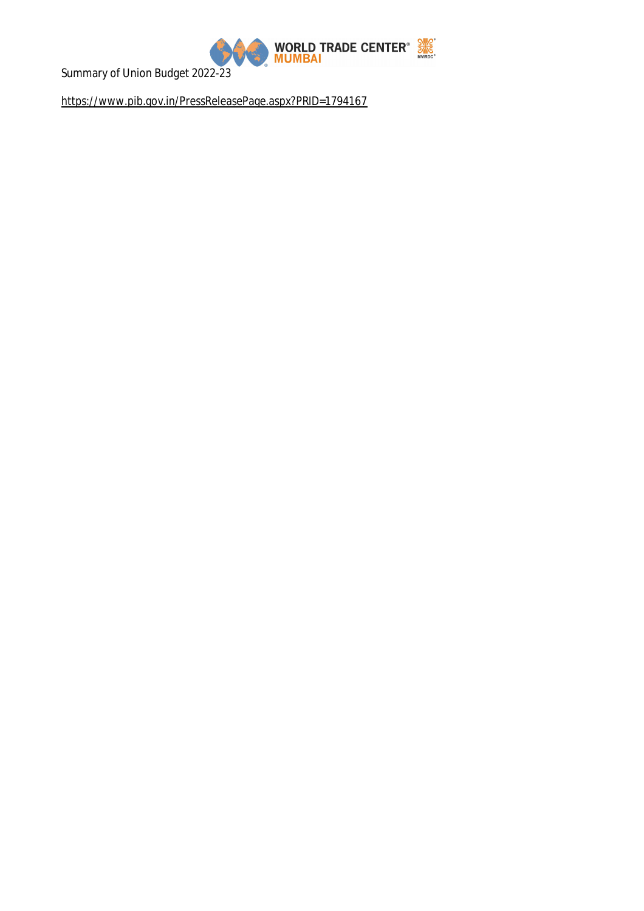Summary of Union Budget 2022-23

https://www.pib.gov.in/PressReleasePage.aspx?PRID=1794167